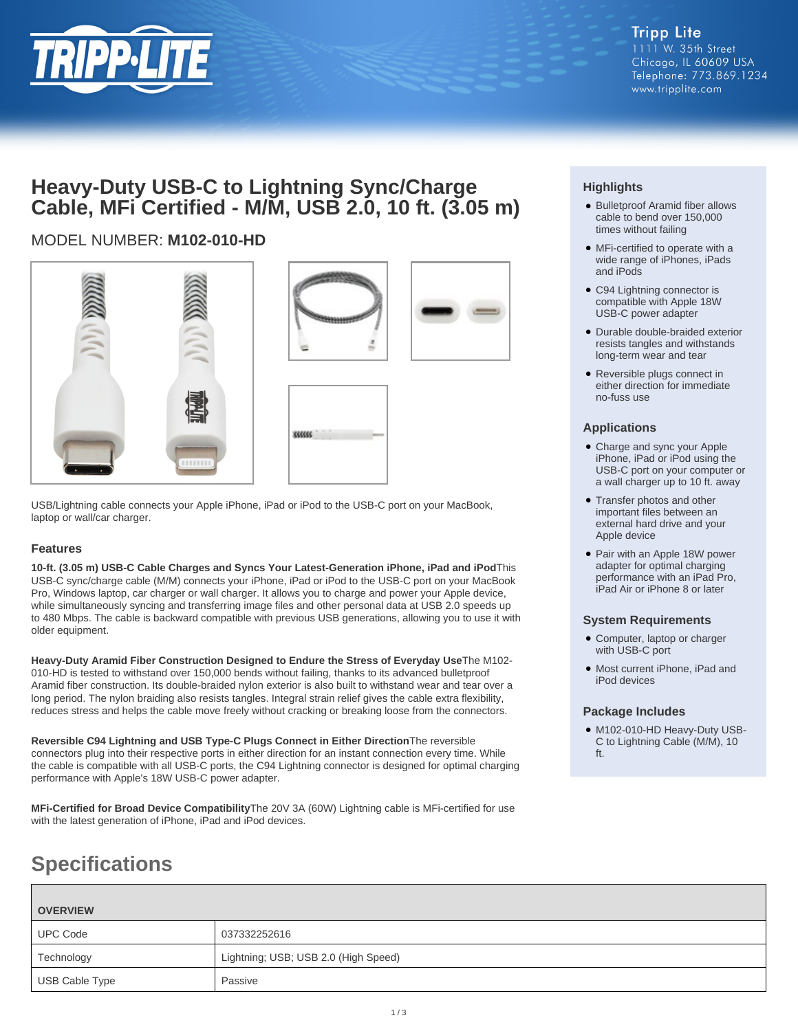Tripp Lite
1111 W. 35th Street
Chicago, IL 60609 USA
Telephone: 773.869.1234
www.tripplite.com

# Heavy-Duty USB-C to Lightning Sync/Charge Cable, MFi Certified - M/M, USB 2.0, 10 ft. (3.05 m)

## MODEL NUMBER: **M102-010-HD**

USB/Lightning cable connects your Apple iPhone, iPad or iPod to the USB-C port on your MacBook, laptop or wall/car charger.

### Features

**10-ft. (3.05 m) USB-C Cable Charges and Syncs Your Latest-Generation iPhone, iPad and iPod** This USB-C sync/charge cable (M/M) connects your iPhone, iPad or iPod to the USB-C port on your MacBook Pro, Windows laptop, car charger or wall charger. It allows you to charge and power your Apple device, while simultaneously syncing and transferring image files and other personal data at USB 2.0 speeds up to 480 Mbps. The cable is backward compatible with previous USB generations, allowing you to use it with older equipment.

**Heavy-Duty Aramid Fiber Construction Designed to Endure the Stress of Everyday Use** The M102-010-HD is tested to withstand over 150,000 bends without failing, thanks to its advanced bulletproof Aramid fiber construction. Its double-braided nylon exterior is also built to withstand wear and tear over a long period. The nylon braiding also resists tangles. Integral strain relief gives the cable extra flexibility, reduces stress and helps the cable move freely without cracking or breaking loose from the connectors.

**Reversible C94 Lightning and USB Type-C Plugs Connect in Either Direction** The reversible connectors plug into their respective ports in either direction for an instant connection every time. While the cable is compatible with all USB-C ports, the C94 Lightning connector is designed for optimal charging performance with Apple's 18W USB-C power adapter.

**MFi-Certified for Broad Device Compatibility** The 20V 3A (60W) Lightning cable is MFi-certified for use with the latest generation of iPhone, iPad and iPod devices.

### Highlights

- Bulletproof Aramid fiber allows cable to bend over 150,000 times without failing
- MFi-certified to operate with a wide range of iPhones, iPads and iPods
- C94 Lightning connector is compatible with Apple 18W USB-C power adapter
- Durable double-braided exterior resists tangles and withstands long-term wear and tear
- Reversible plugs connect in either direction for immediate no-fuss use

### Applications

- Charge and sync your Apple iPhone, iPad or iPod using the USB-C port on your computer or a wall charger up to 10 ft. away
- Transfer photos and other important files between an external hard drive and your Apple device
- Pair with an Apple 18W power adapter for optimal charging performance with an iPad Pro, iPad Air or iPhone 8 or later

### System Requirements

- Computer, laptop or charger with USB-C port
- Most current iPhone, iPad and iPod devices

### Package Includes

- M102-010-HD Heavy-Duty USB-C to Lightning Cable (M/M), 10 ft.

## Specifications

| OVERVIEW | |
|---|---|
| UPC Code | 037332252616 |
| Technology | Lightning; USB; USB 2.0 (High Speed) |
| USB Cable Type | Passive |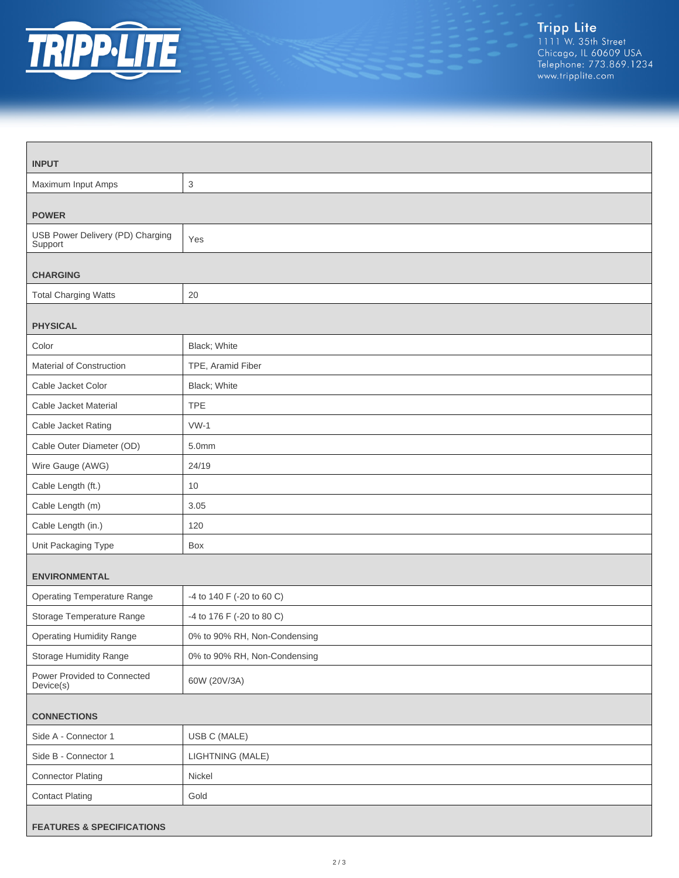| INPUT | |
|---|---|
| Maximum Input Amps | 3 |
| **POWER** | |
| USB Power Delivery (PD) Charging Support | Yes |
| **CHARGING** | |
| Total Charging Watts | 20 |
| **PHYSICAL** | |
| Color | Black; White |
| Material of Construction | TPE, Aramid Fiber |
| Cable Jacket Color | Black; White |
| Cable Jacket Material | TPE |
| Cable Jacket Rating | VW-1 |
| Cable Outer Diameter (OD) | 5.0mm |
| Wire Gauge (AWG) | 24/19 |
| Cable Length (ft.) | 10 |
| Cable Length (m) | 3.05 |
| Cable Length (in.) | 120 |
| Unit Packaging Type | Box |
| **ENVIRONMENTAL** | |
| Operating Temperature Range | -4 to 140 F (-20 to 60 C) |
| Storage Temperature Range | -4 to 176 F (-20 to 80 C) |
| Operating Humidity Range | 0% to 90% RH, Non-Condensing |
| Storage Humidity Range | 0% to 90% RH, Non-Condensing |
| Power Provided to Connected Device(s) | 60W (20V/3A) |
| **CONNECTIONS** | |
| Side A - Connector 1 | USB C (MALE) |
| Side B - Connector 1 | LIGHTNING (MALE) |
| Connector Plating | Nickel |
| Contact Plating | Gold |

**FEATURES & SPECIFICATIONS**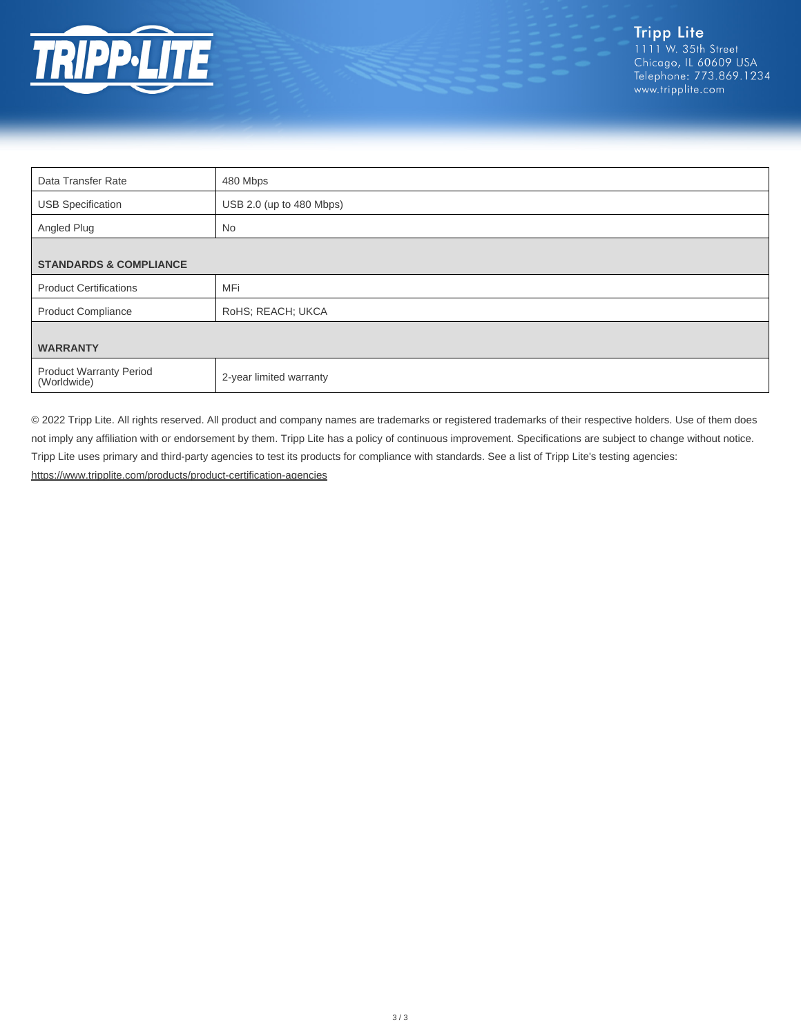| | |
|---|---|
| Data Transfer Rate | 480 Mbps |
| USB Specification | USB 2.0 (up to 480 Mbps) |
| Angled Plug | No |
| **STANDARDS & COMPLIANCE** | |
| Product Certifications | MFi |
| Product Compliance | RoHS; REACH; UKCA |
| **WARRANTY** | |
| Product Warranty Period (Worldwide) | 2-year limited warranty |

© 2022 Tripp Lite. All rights reserved. All product and company names are trademarks or registered trademarks of their respective holders. Use of them does not imply any affiliation with or endorsement by them. Tripp Lite has a policy of continuous improvement. Specifications are subject to change without notice. Tripp Lite uses primary and third-party agencies to test its products for compliance with standards. See a list of Tripp Lite's testing agencies: https://www.tripplite.com/products/product-certification-agencies